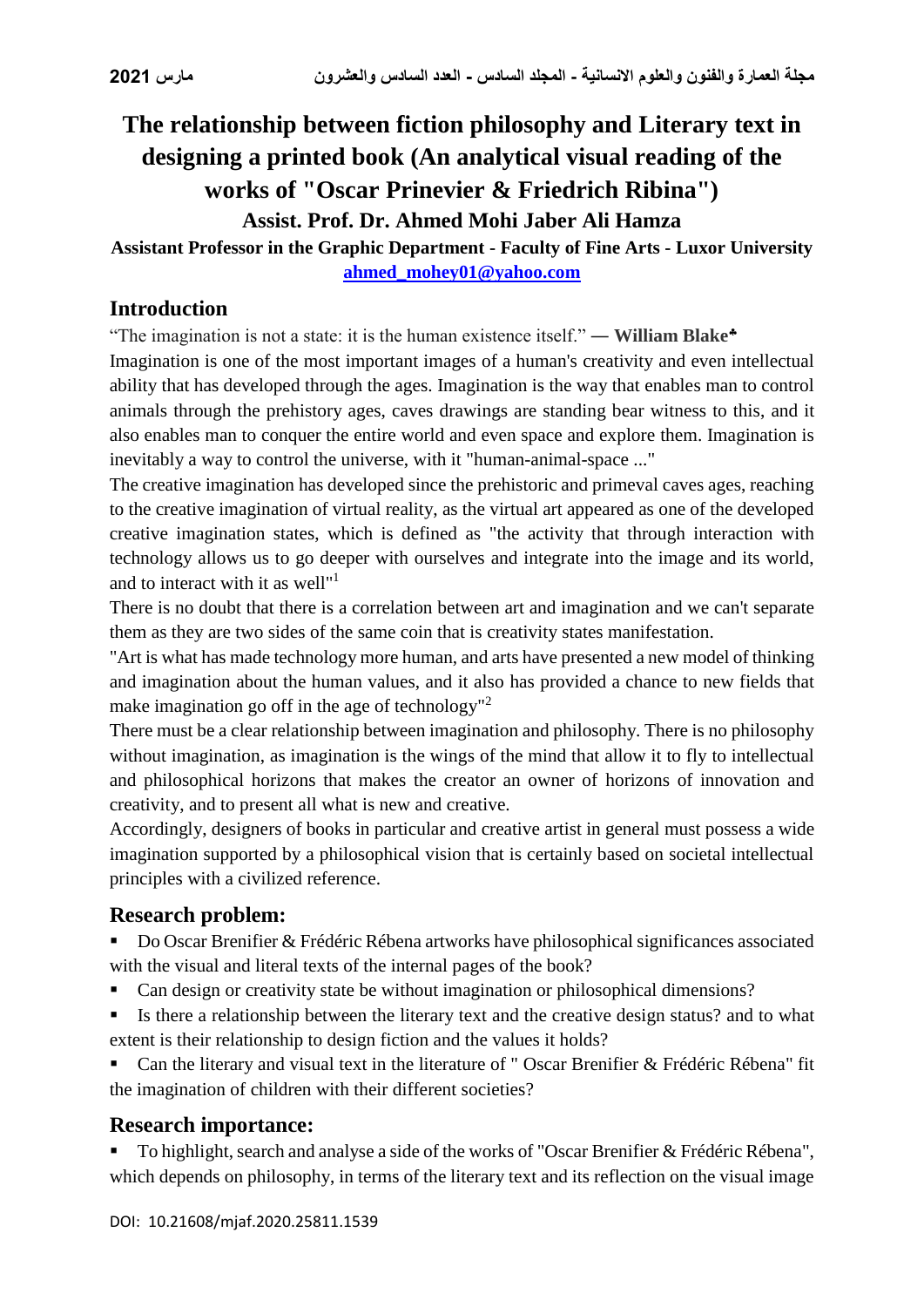# The relationship between fiction philosophy and Literary text in designing a printed book (An analytical visual reading of the works of "Oscar Prinevier & Friedrich Ribina")

### Assist. Prof. Dr. Ahmed Mohi Jaber Ali Hamza

**Assistant Professor in the Graphic Department - Faculty of Fine Arts - Luxor University**

**ahmed_mohey01@yahoo.com**

## Introduction

"The imagination is not a state: it is the human existence itself." **— William Blake***

Imagination is one of the most important images of a human's creativity and even intellectual ability that has developed through the ages. Imagination is the way that enables man to control animals through the prehistory ages, caves drawings are standing bear witness to this, and it also enables man to conquer the entire world and even space and explore them. Imagination is inevitably a way to control the universe, with it "human-animal-space ..."

The creative imagination has developed since the prehistoric and primeval caves ages, reaching to the creative imagination of virtual reality, as the virtual art appeared as one of the developed creative imagination states, which is defined as "the activity that through interaction with technology allows us to go deeper with ourselves and integrate into the image and its world, and to interact with it as well"[1]

There is no doubt that there is a correlation between art and imagination and we can't separate them as they are two sides of the same coin that is creativity states manifestation.

"Art is what has made technology more human, and arts have presented a new model of thinking and imagination about the human values, and it also has provided a chance to new fields that make imagination go off in the age of technology"[2]

There must be a clear relationship between imagination and philosophy. There is no philosophy without imagination, as imagination is the wings of the mind that allow it to fly to intellectual and philosophical horizons that makes the creator an owner of horizons of innovation and creativity, and to present all what is new and creative.

Accordingly, designers of books in particular and creative artist in general must possess a wide imagination supported by a philosophical vision that is certainly based on societal intellectual principles with a civilized reference.

## Research problem:

- Do Oscar Brenifier & Frédéric Rébena artworks have philosophical significances associated with the visual and literal texts of the internal pages of the book?
- Can design or creativity state be without imagination or philosophical dimensions?
- Is there a relationship between the literary text and the creative design status? and to what extent is their relationship to design fiction and the values it holds?
- Can the literary and visual text in the literature of " Oscar Brenifier & Frédéric Rébena" fit the imagination of children with their different societies?

## Research importance:

- To highlight, search and analyse a side of the works of "Oscar Brenifier & Frédéric Rébena", which depends on philosophy, in terms of the literary text and its reflection on the visual image

DOI: 10.21608/mjaf.2020.25811.1539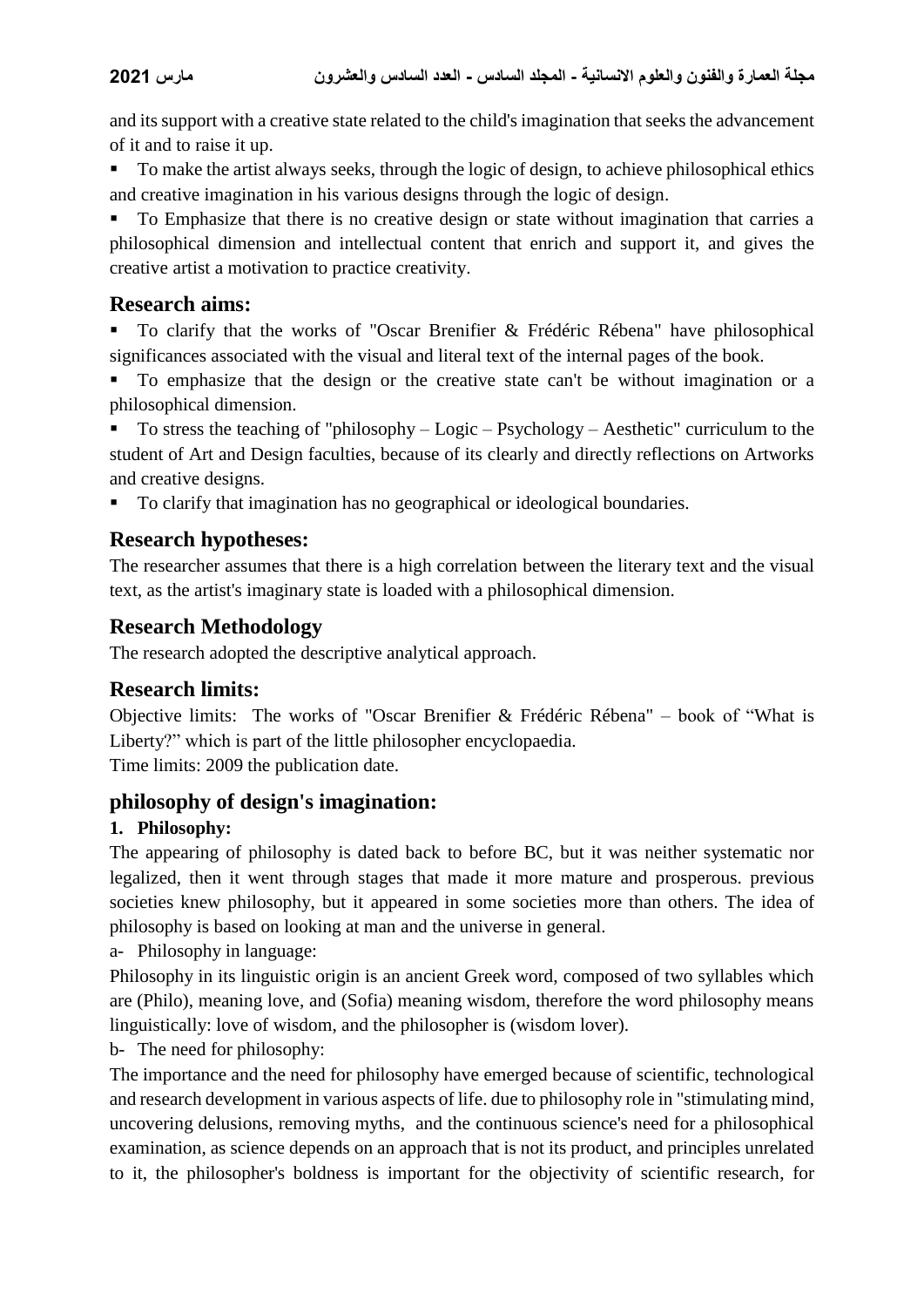and its support with a creative state related to the child's imagination that seeks the advancement of it and to raise it up.

- To make the artist always seeks, through the logic of design, to achieve philosophical ethics and creative imagination in his various designs through the logic of design.
- To Emphasize that there is no creative design or state without imagination that carries a philosophical dimension and intellectual content that enrich and support it, and gives the creative artist a motivation to practice creativity.

## Research aims:

- To clarify that the works of "Oscar Brenifier & Frédéric Rébena" have philosophical significances associated with the visual and literal text of the internal pages of the book.
- To emphasize that the design or the creative state can't be without imagination or a philosophical dimension.
- To stress the teaching of "philosophy – Logic – Psychology – Aesthetic" curriculum to the student of Art and Design faculties, because of its clearly and directly reflections on Artworks and creative designs.
- To clarify that imagination has no geographical or ideological boundaries.

## Research hypotheses:

The researcher assumes that there is a high correlation between the literary text and the visual text, as the artist's imaginary state is loaded with a philosophical dimension.

## Research Methodology

The research adopted the descriptive analytical approach.

## Research limits:

Objective limits: The works of "Oscar Brenifier & Frédéric Rébena" – book of "What is Liberty?" which is part of the little philosopher encyclopaedia.

Time limits: 2009 the publication date.

## philosophy of design's imagination:

### 1. Philosophy:

The appearing of philosophy is dated back to before BC, but it was neither systematic nor legalized, then it went through stages that made it more mature and prosperous. previous societies knew philosophy, but it appeared in some societies more than others. The idea of philosophy is based on looking at man and the universe in general.

a- Philosophy in language:

Philosophy in its linguistic origin is an ancient Greek word, composed of two syllables which are (Philo), meaning love, and (Sofia) meaning wisdom, therefore the word philosophy means linguistically: love of wisdom, and the philosopher is (wisdom lover).

b- The need for philosophy:

The importance and the need for philosophy have emerged because of scientific, technological and research development in various aspects of life. due to philosophy role in "stimulating mind, uncovering delusions, removing myths, and the continuous science's need for a philosophical examination, as science depends on an approach that is not its product, and principles unrelated to it, the philosopher's boldness is important for the objectivity of scientific research, for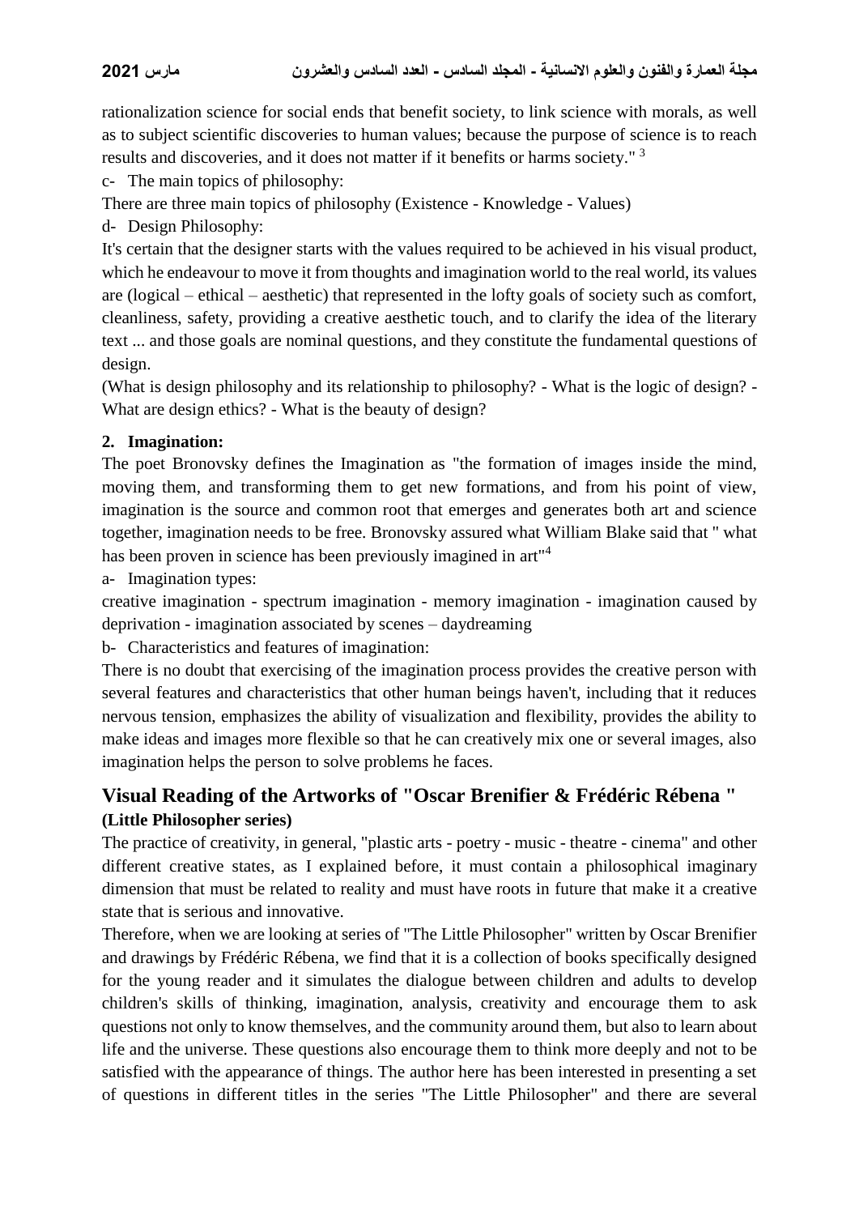rationalization science for social ends that benefit society, to link science with morals, as well as to subject scientific discoveries to human values; because the purpose of science is to reach results and discoveries, and it does not matter if it benefits or harms society." [3]

c- The main topics of philosophy:

There are three main topics of philosophy (Existence - Knowledge - Values)

d- Design Philosophy:

It's certain that the designer starts with the values required to be achieved in his visual product, which he endeavour to move it from thoughts and imagination world to the real world, its values are (logical – ethical – aesthetic) that represented in the lofty goals of society such as comfort, cleanliness, safety, providing a creative aesthetic touch, and to clarify the idea of the literary text ... and those goals are nominal questions, and they constitute the fundamental questions of design.

(What is design philosophy and its relationship to philosophy? - What is the logic of design? - What are design ethics? - What is the beauty of design?

**2. Imagination:**

The poet Bronovsky defines the Imagination as "the formation of images inside the mind, moving them, and transforming them to get new formations, and from his point of view, imagination is the source and common root that emerges and generates both art and science together, imagination needs to be free. Bronovsky assured what William Blake said that " what has been proven in science has been previously imagined in art"[4]

a- Imagination types:

creative imagination - spectrum imagination - memory imagination - imagination caused by deprivation - imagination associated by scenes – daydreaming

b- Characteristics and features of imagination:

There is no doubt that exercising of the imagination process provides the creative person with several features and characteristics that other human beings haven't, including that it reduces nervous tension, emphasizes the ability of visualization and flexibility, provides the ability to make ideas and images more flexible so that he can creatively mix one or several images, also imagination helps the person to solve problems he faces.

## Visual Reading of the Artworks of "Oscar Brenifier & Frédéric Rébena "

**(Little Philosopher series)**

The practice of creativity, in general, "plastic arts - poetry - music - theatre - cinema" and other different creative states, as I explained before, it must contain a philosophical imaginary dimension that must be related to reality and must have roots in future that make it a creative state that is serious and innovative.

Therefore, when we are looking at series of "The Little Philosopher" written by Oscar Brenifier and drawings by Frédéric Rébena, we find that it is a collection of books specifically designed for the young reader and it simulates the dialogue between children and adults to develop children's skills of thinking, imagination, analysis, creativity and encourage them to ask questions not only to know themselves, and the community around them, but also to learn about life and the universe. These questions also encourage them to think more deeply and not to be satisfied with the appearance of things. The author here has been interested in presenting a set of questions in different titles in the series "The Little Philosopher" and there are several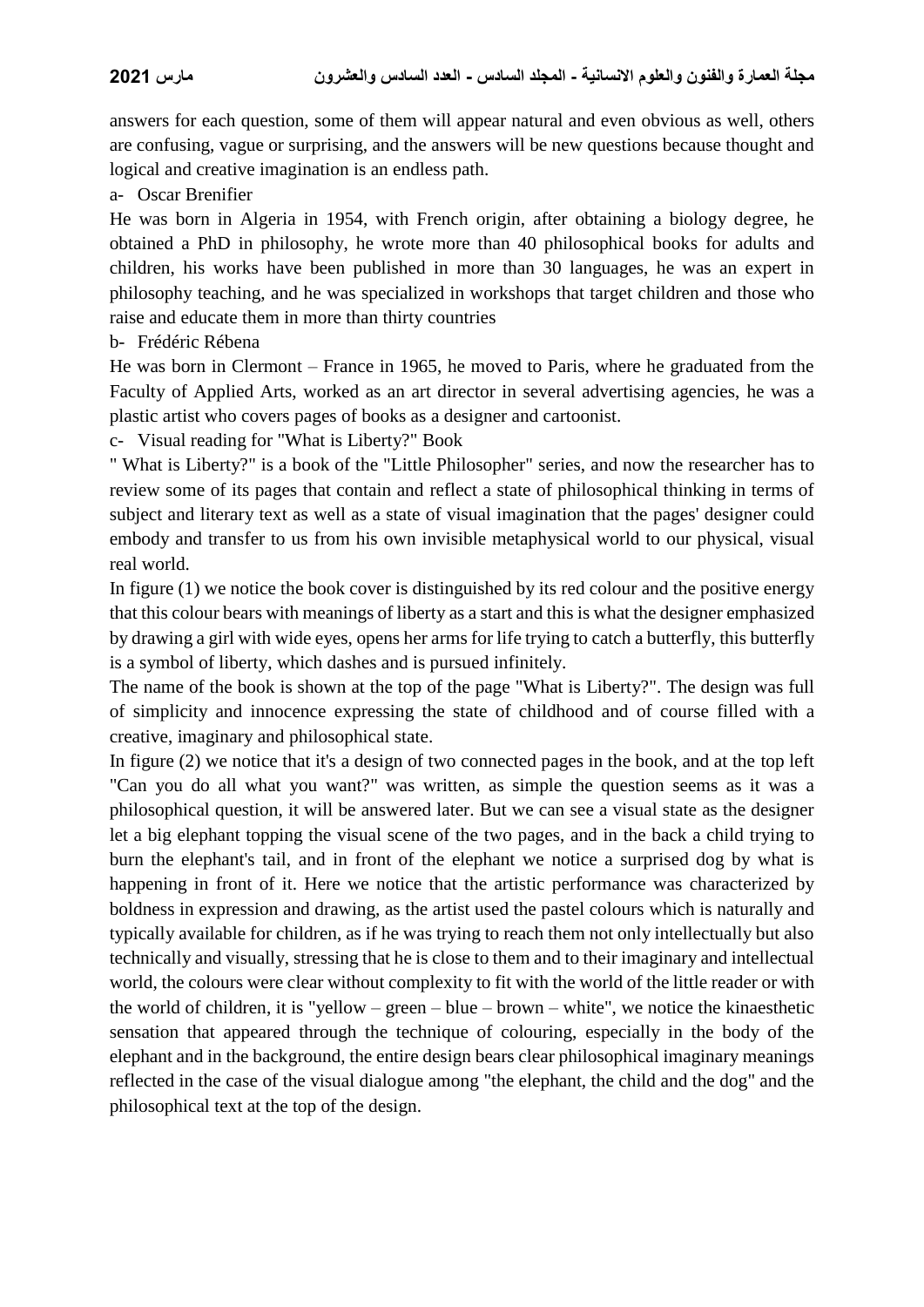answers for each question, some of them will appear natural and even obvious as well, others are confusing, vague or surprising, and the answers will be new questions because thought and logical and creative imagination is an endless path.

a- Oscar Brenifier

He was born in Algeria in 1954, with French origin, after obtaining a biology degree, he obtained a PhD in philosophy, he wrote more than 40 philosophical books for adults and children, his works have been published in more than 30 languages, he was an expert in philosophy teaching, and he was specialized in workshops that target children and those who raise and educate them in more than thirty countries

b- Frédéric Rébena

He was born in Clermont – France in 1965, he moved to Paris, where he graduated from the Faculty of Applied Arts, worked as an art director in several advertising agencies, he was a plastic artist who covers pages of books as a designer and cartoonist.

c- Visual reading for "What is Liberty?" Book

" What is Liberty?" is a book of the "Little Philosopher" series, and now the researcher has to review some of its pages that contain and reflect a state of philosophical thinking in terms of subject and literary text as well as a state of visual imagination that the pages' designer could embody and transfer to us from his own invisible metaphysical world to our physical, visual real world.

In figure (1) we notice the book cover is distinguished by its red colour and the positive energy that this colour bears with meanings of liberty as a start and this is what the designer emphasized by drawing a girl with wide eyes, opens her arms for life trying to catch a butterfly, this butterfly is a symbol of liberty, which dashes and is pursued infinitely.

The name of the book is shown at the top of the page "What is Liberty?". The design was full of simplicity and innocence expressing the state of childhood and of course filled with a creative, imaginary and philosophical state.

In figure (2) we notice that it's a design of two connected pages in the book, and at the top left "Can you do all what you want?" was written, as simple the question seems as it was a philosophical question, it will be answered later. But we can see a visual state as the designer let a big elephant topping the visual scene of the two pages, and in the back a child trying to burn the elephant's tail, and in front of the elephant we notice a surprised dog by what is happening in front of it. Here we notice that the artistic performance was characterized by boldness in expression and drawing, as the artist used the pastel colours which is naturally and typically available for children, as if he was trying to reach them not only intellectually but also technically and visually, stressing that he is close to them and to their imaginary and intellectual world, the colours were clear without complexity to fit with the world of the little reader or with the world of children, it is "yellow – green – blue – brown – white", we notice the kinaesthetic sensation that appeared through the technique of colouring, especially in the body of the elephant and in the background, the entire design bears clear philosophical imaginary meanings reflected in the case of the visual dialogue among "the elephant, the child and the dog" and the philosophical text at the top of the design.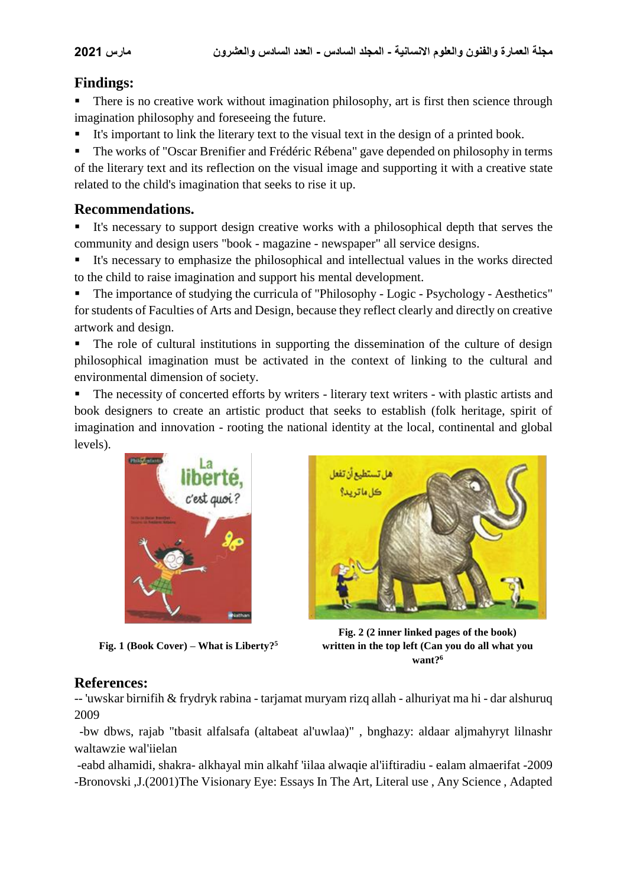## Findings:

- There is no creative work without imagination philosophy, art is first then science through imagination philosophy and foreseeing the future.
- It's important to link the literary text to the visual text in the design of a printed book.
- The works of "Oscar Brenifier and Frédéric Rébena" gave depended on philosophy in terms of the literary text and its reflection on the visual image and supporting it with a creative state related to the child's imagination that seeks to rise it up.

## Recommendations.

- It's necessary to support design creative works with a philosophical depth that serves the community and design users "book - magazine - newspaper" all service designs.
- It's necessary to emphasize the philosophical and intellectual values in the works directed to the child to raise imagination and support his mental development.
- The importance of studying the curricula of "Philosophy - Logic - Psychology - Aesthetics" for students of Faculties of Arts and Design, because they reflect clearly and directly on creative artwork and design.
- The role of cultural institutions in supporting the dissemination of the culture of design philosophical imagination must be activated in the context of linking to the cultural and environmental dimension of society.
- The necessity of concerted efforts by writers - literary text writers - with plastic artists and book designers to create an artistic product that seeks to establish (folk heritage, spirit of imagination and innovation - rooting the national identity at the local, continental and global levels).

**Fig. 1 (Book Cover) – What is Liberty?[5]**

**Fig. 2 (2 inner linked pages of the book) written in the top left (Can you do all what you want?[6]**

## References:

-- 'uwskar birnifih & frydryk rabina - tarjamat muryam rizq allah - alhuriyat ma hi - dar alshuruq 2009

-bw dbws, rajab "tbasit alfalsafa (altabeat al'uwlaa)" , bnghazy: aldaar aljmahyryt lilnashr waltawzie wal'iielan

-eabd alhamidi, shakra- alkhayal min alkahf 'iilaa alwaqie al'iiftiradiu - ealam almaerifat -2009

-Bronovski ,J.(2001)The Visionary Eye: Essays In The Art, Literal use , Any Science , Adapted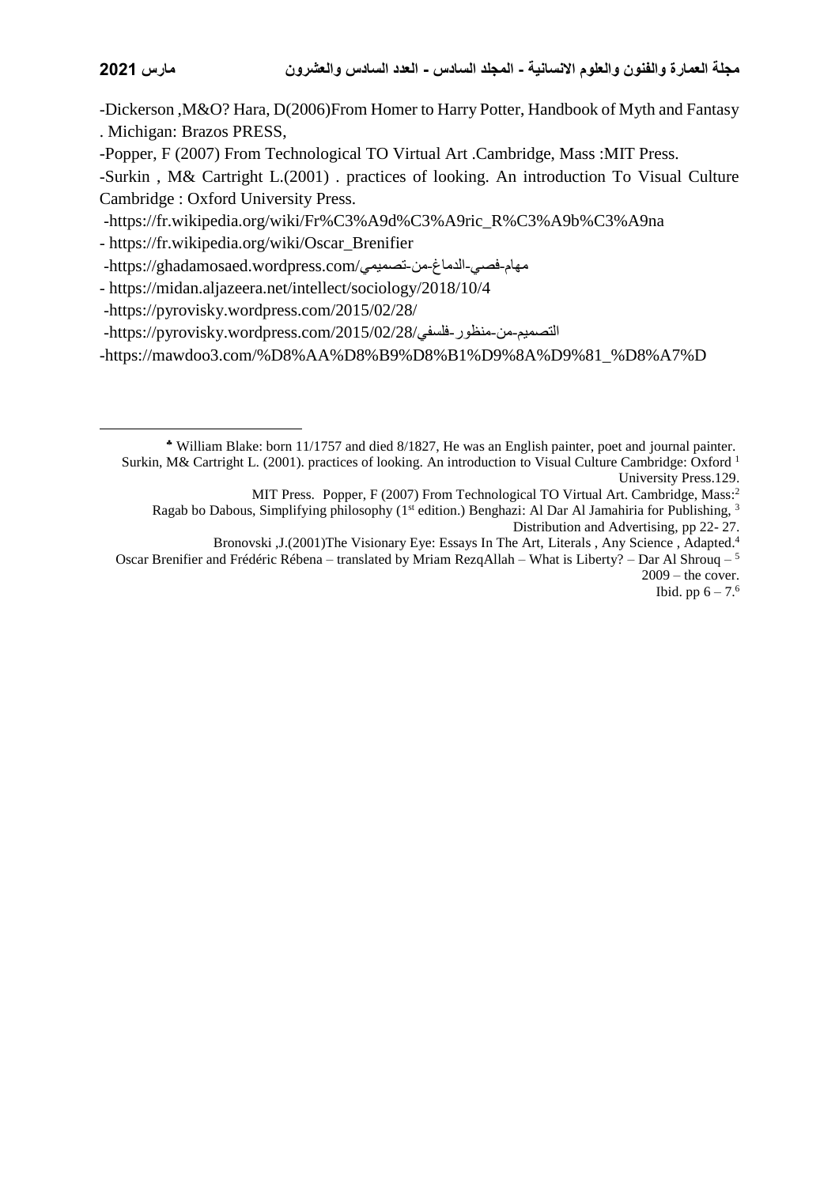-Dickerson ,M&O? Hara, D(2006)From Homer to Harry Potter, Handbook of Myth and Fantasy . Michigan: Brazos PRESS,

-Popper, F (2007) From Technological TO Virtual Art .Cambridge, Mass :MIT Press.

-Surkin , M& Cartright L.(2001) . practices of looking. An introduction To Visual Culture Cambridge : Oxford University Press.

-https://fr.wikipedia.org/wiki/Fr%C3%A9d%C3%A9ric_R%C3%A9b%C3%A9na

- https://fr.wikipedia.org/wiki/Oscar_Brenifier

-https://ghadamosaed.wordpress.com/مهام-فصي-الدماغ-من-تصميمي

- https://midan.aljazeera.net/intellect/sociology/2018/10/4

-https://pyrovisky.wordpress.com/2015/02/28/

-https://pyrovisky.wordpress.com/2015/02/28/التصميم-من-منظور-فلسفي

-https://mawdoo3.com/%D8%AA%D8%B9%D8%B1%D9%8A%D9%81_%D8%A7%D

---

♣ William Blake: born 11/1757 and died 8/1827, He was an English painter, poet and journal painter.

[1] Surkin, M& Cartright L. (2001). practices of looking. An introduction to Visual Culture Cambridge: Oxford University Press.129.

[2] Popper, F (2007) From Technological TO Virtual Art. Cambridge, Mass: MIT Press.

[3] Ragab bo Dabous, Simplifying philosophy (1st edition.) Benghazi: Al Dar Al Jamahiria for Publishing, Distribution and Advertising, pp 22- 27.

[4] Bronovski ,J.(2001)The Visionary Eye: Essays In The Art, Literals , Any Science , Adapted.

[5] Oscar Brenifier and Frédéric Rébena – translated by Mriam RezqAllah – What is Liberty? – Dar Al Shrouq – 2009 – the cover.

[6] Ibid. pp 6 – 7.